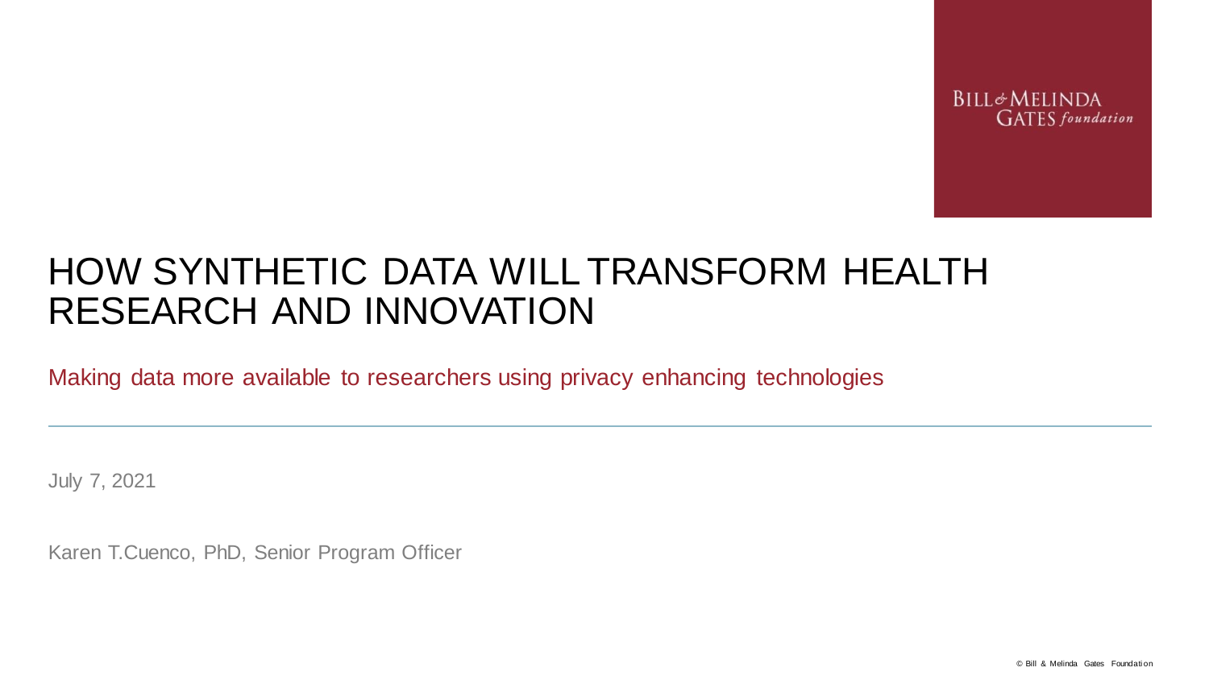BILL & MELINDA GATES foundation

# HOW SYNTHETIC DATA WILL TRANSFORM HEALTH RESEARCH AND INNOVATION

Making data more available to researchers using privacy enhancing technologies

July 7, 2021

Karen T.Cuenco, PhD, Senior Program Officer

© Bill & Melinda Gates Foundation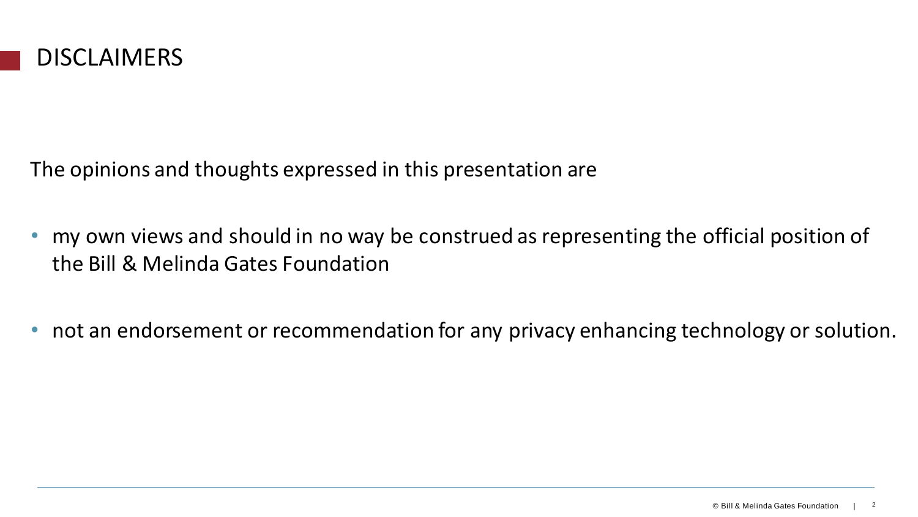# DISCLAIMERS

The opinions and thoughts expressed in this presentation are

- my own views and should in no way be construed as representing the official position of the Bill & Melinda Gates Foundation

- not an endorsement or recommendation for any privacy enhancing technology or solution.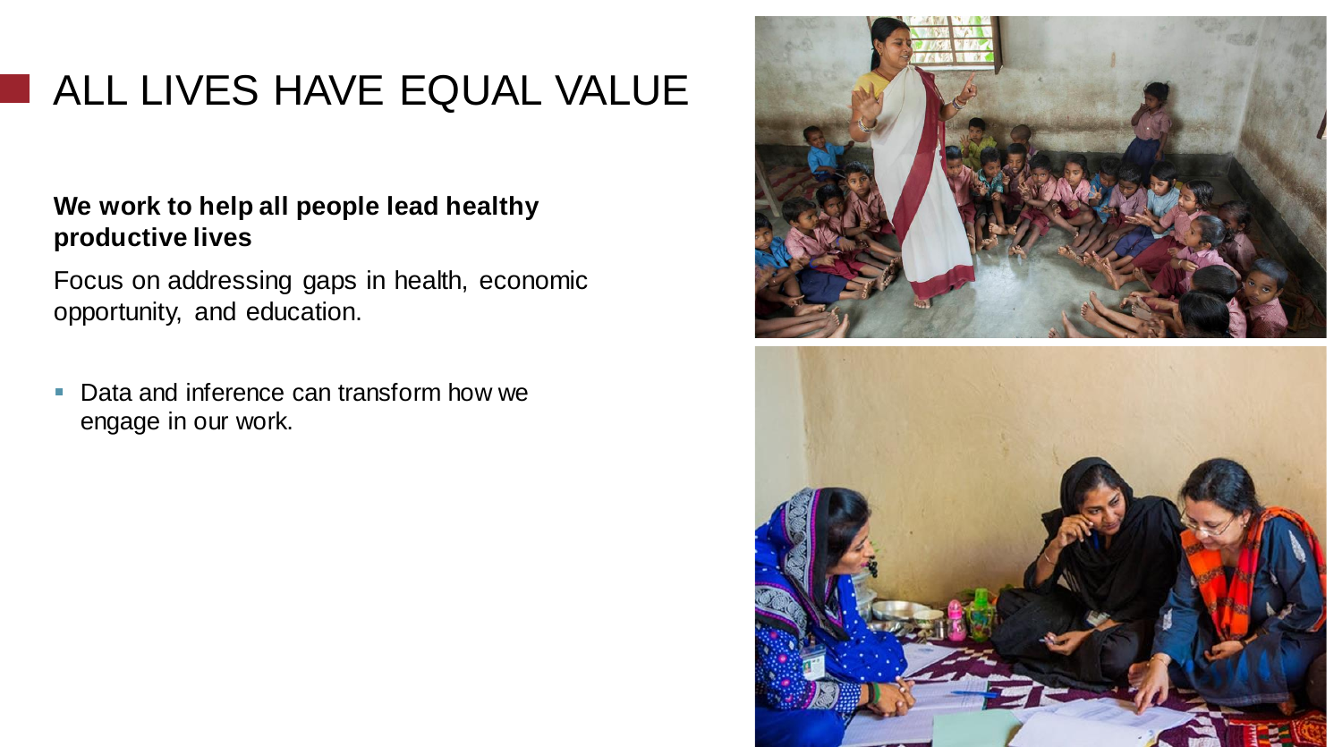# ALL LIVES HAVE EQUAL VALUE

**We work to help all people lead healthy productive lives**

Focus on addressing gaps in health, economic opportunity, and education.

- Data and inference can transform how we engage in our work.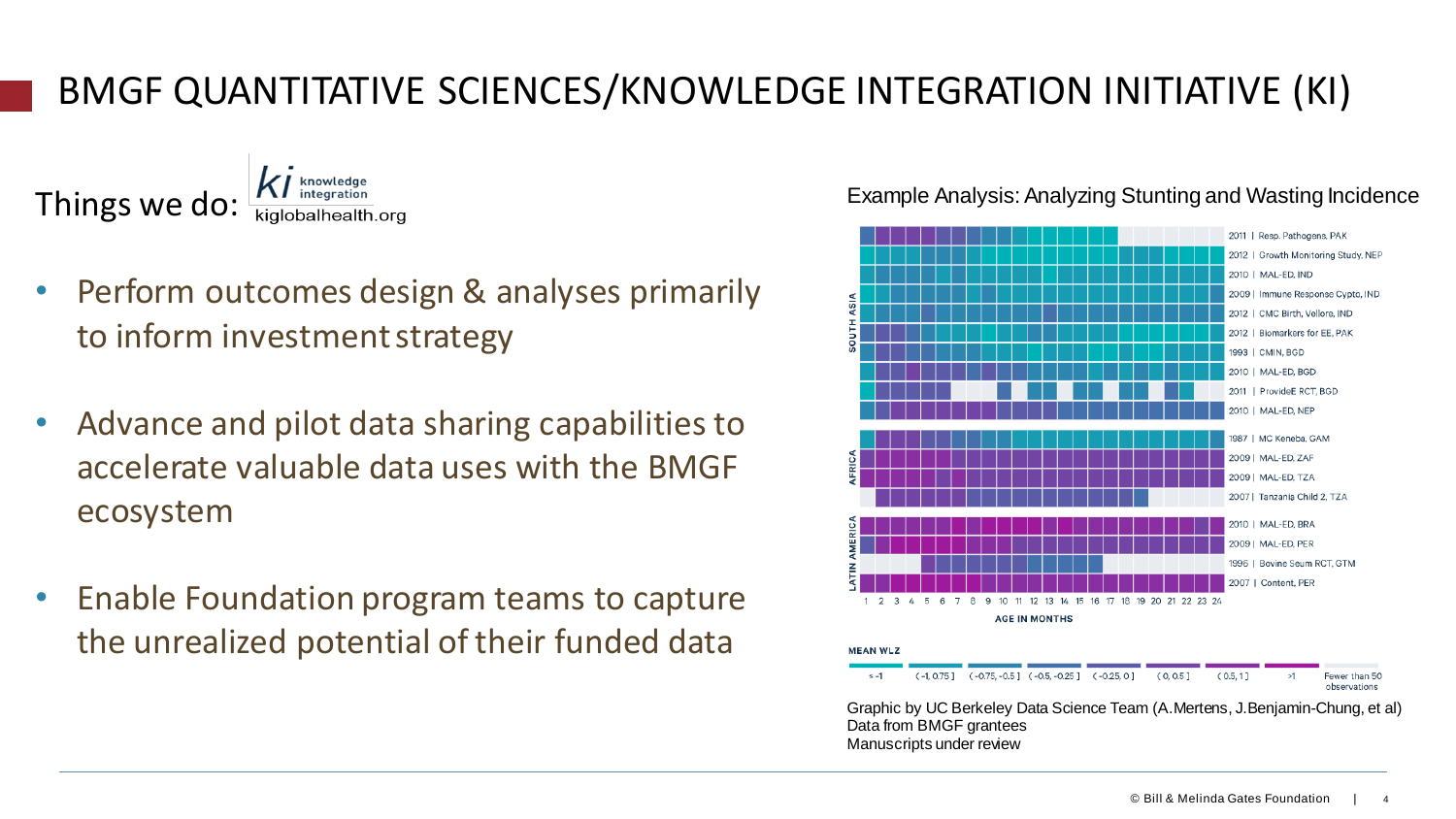# BMGF QUANTITATIVE SCIENCES/KNOWLEDGE INTEGRATION INITIATIVE (KI)

Things we do: ki knowledge integration kiglobalhealth.org

- Perform outcomes design & analyses primarily to inform investment strategy
- Advance and pilot data sharing capabilities to accelerate valuable data uses with the BMGF ecosystem
- Enable Foundation program teams to capture the unrealized potential of their funded data

Example Analysis: Analyzing Stunting and Wasting Incidence

SOUTH ASIA
- 2011 | Resp. Pathogens, PAK
- 2012 | Growth Monitoring Study, NEP
- 2010 | MAL-ED, IND
- 2009 | Immune Response Cypto, IND
- 2012 | CMC Birth, Vellore, IND
- 2012 | Biomarkers for EE, PAK
- 1993 | CMIN, BGD
- 2010 | MAL-ED, BGD
- 2011 | ProvideE RCT, BGD
- 2010 | MAL-ED, NEP

AFRICA
- 1987 | MC Keneba, GAM
- 2009 | MAL-ED, ZAF
- 2009 | MAL-ED, TZA
- 2007 | Tanzania Child 2, TZA

LATIN AMERICA
- 2010 | MAL-ED, BRA
- 2009 | MAL-ED, PER
- 1996 | Bovine Seum RCT, GTM
- 2007 | Content, PER

1 2 3 4 5 6 7 8 9 10 11 12 13 14 15 16 17 18 19 20 21 22 23 24

AGE IN MONTHS

MEAN WLZ

≤ -1 | (-1, 0.75] | (-0.75, -0.5] | (-0.5, -0.25] | (-0.25, 0] | (0, 0.5] | (0.5, 1] | >1 | Fewer than 50 observations

Graphic by UC Berkeley Data Science Team (A.Mertens, J.Benjamin-Chung, et al)
Data from BMGF grantees
Manuscripts under review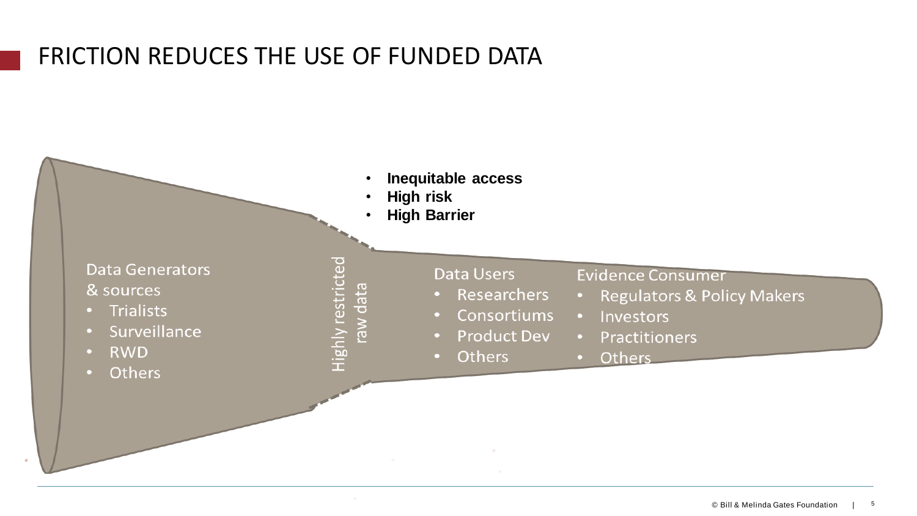# FRICTION REDUCES THE USE OF FUNDED DATA

- **Inequitable access**
- **High risk**
- **High Barrier**

Data Generators & sources

- Trialists
- Surveillance
- RWD
- Others

Highly restricted raw data

Data Users

- Researchers
- Consortiums
- Product Dev
- Others

Evidence Consumer

- Regulators & Policy Makers
- Investors
- Practitioners
- Others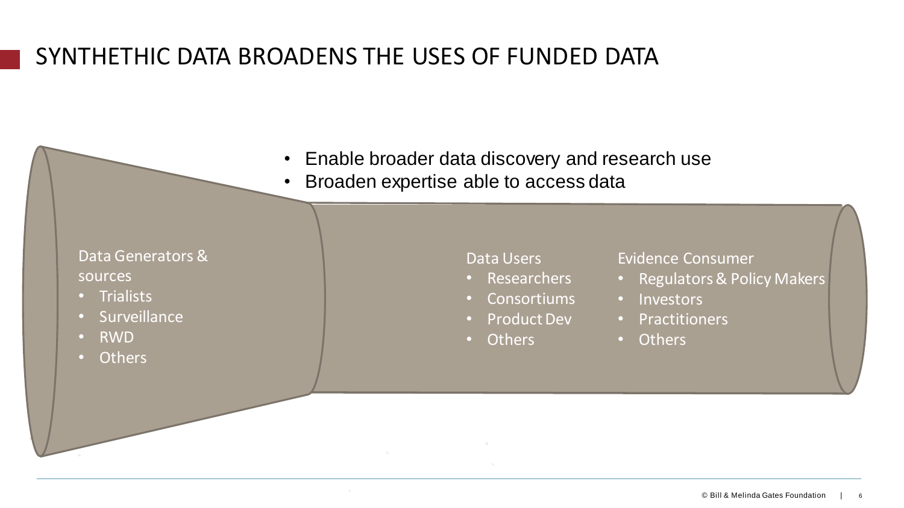# SYNTHETHIC DATA BROADENS THE USES OF FUNDED DATA

- Enable broader data discovery and research use
- Broaden expertise able to access data

Data Generators & sources

- Trialists
- Surveillance
- RWD
- Others

Data Users

- Researchers
- Consortiums
- Product Dev
- Others

Evidence Consumer

- Regulators & Policy Makers
- Investors
- Practitioners
- Others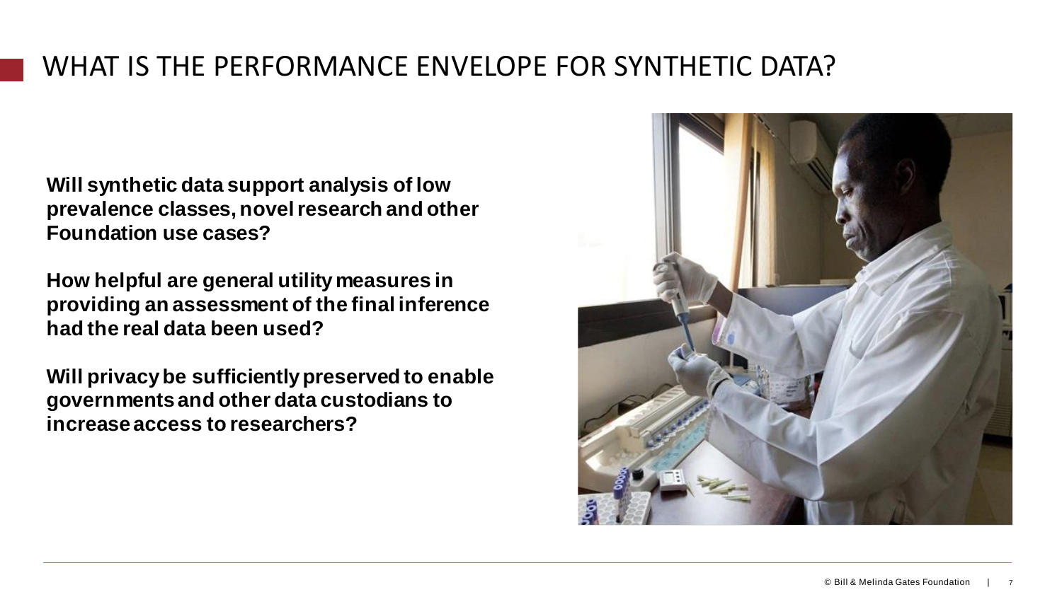# WHAT IS THE PERFORMANCE ENVELOPE FOR SYNTHETIC DATA?

**Will synthetic data support analysis of low prevalence classes, novel research and other Foundation use cases?**

**How helpful are general utility measures in providing an assessment of the final inference had the real data been used?**

**Will privacy be sufficiently preserved to enable governments and other data custodians to increase access to researchers?**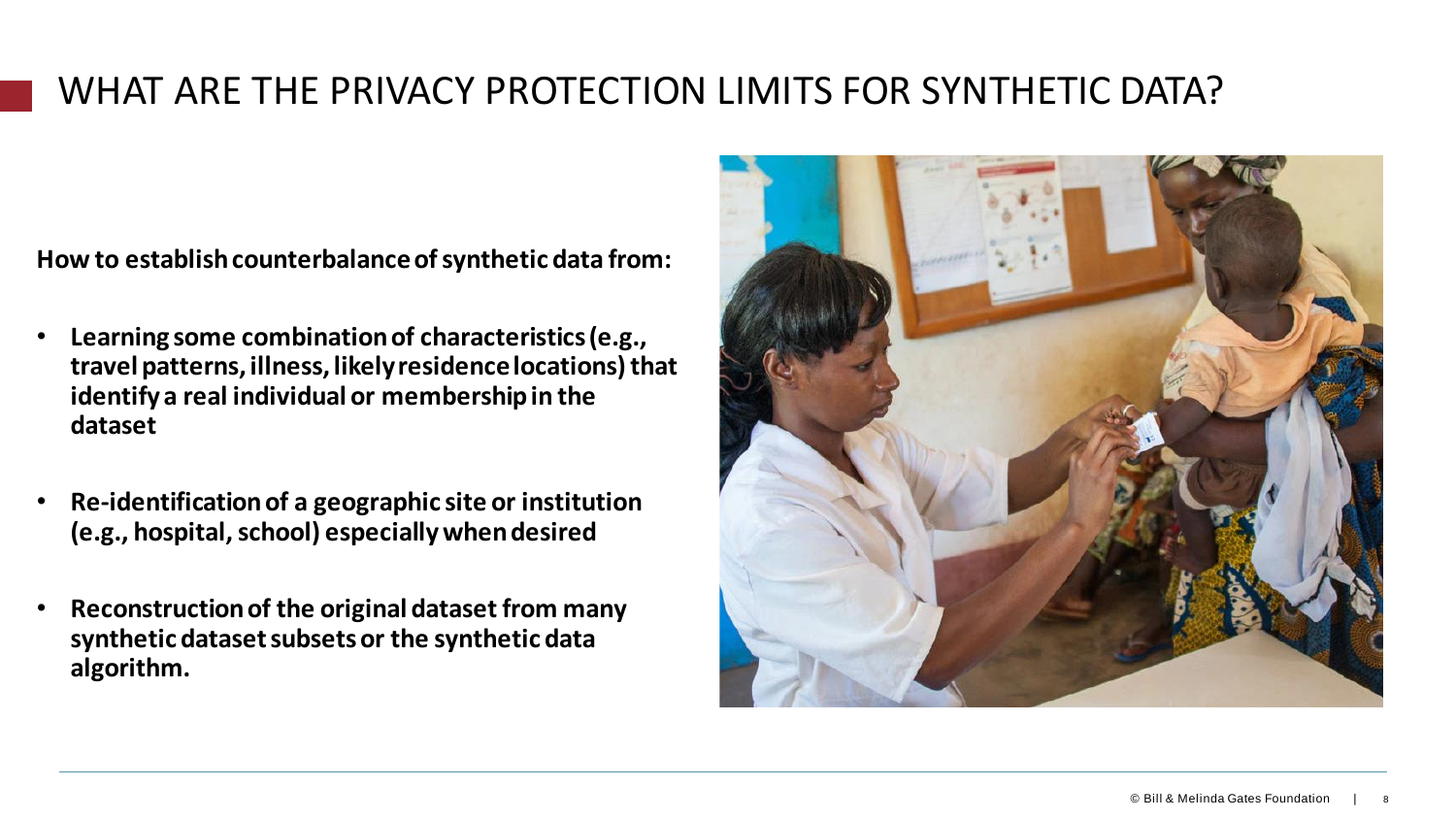# WHAT ARE THE PRIVACY PROTECTION LIMITS FOR SYNTHETIC DATA?

**How to establish counterbalance of synthetic data from:**

- **Learning some combination of characteristics (e.g., travel patterns, illness, likely residence locations) that identify a real individual or membership in the dataset**
- **Re-identification of a geographic site or institution (e.g., hospital, school) especially when desired**
- **Reconstruction of the original dataset from many synthetic dataset subsets or the synthetic data algorithm.**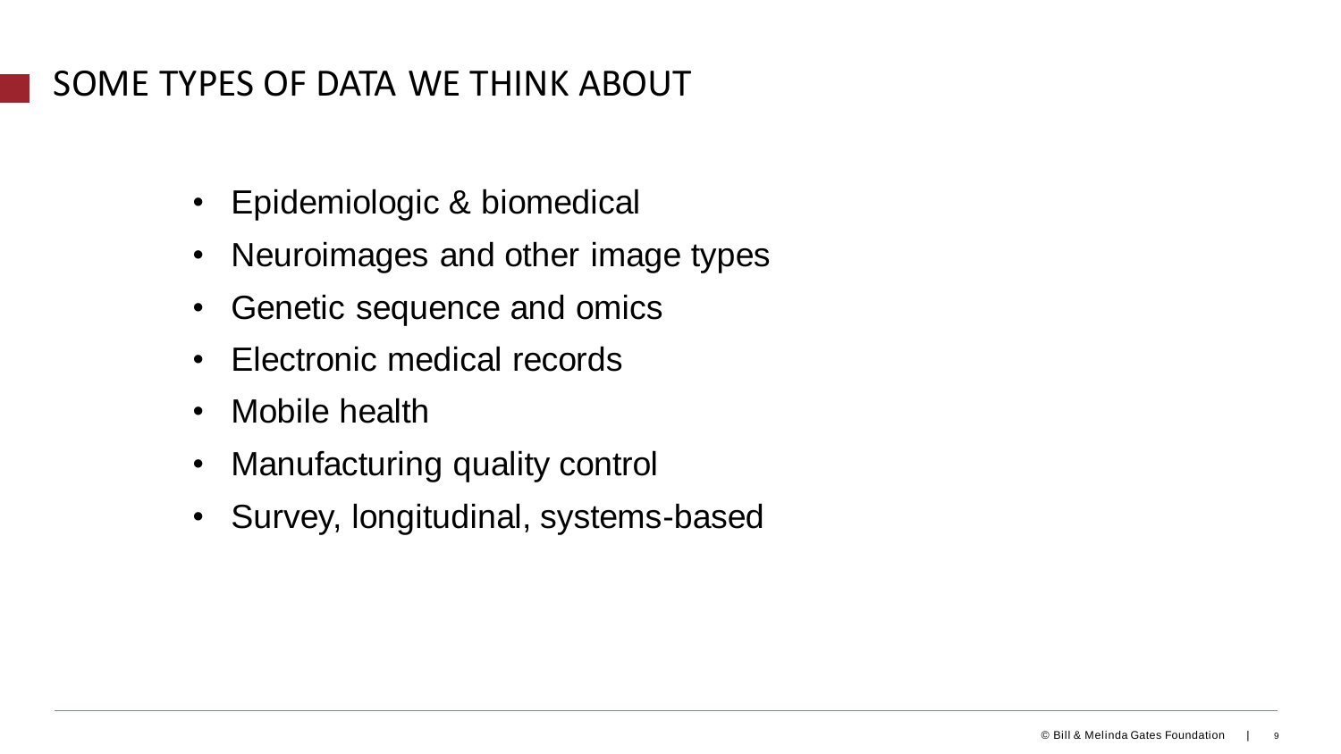# SOME TYPES OF DATA WE THINK ABOUT

- Epidemiologic & biomedical
- Neuroimages and other image types
- Genetic sequence and omics
- Electronic medical records
- Mobile health
- Manufacturing quality control
- Survey, longitudinal, systems-based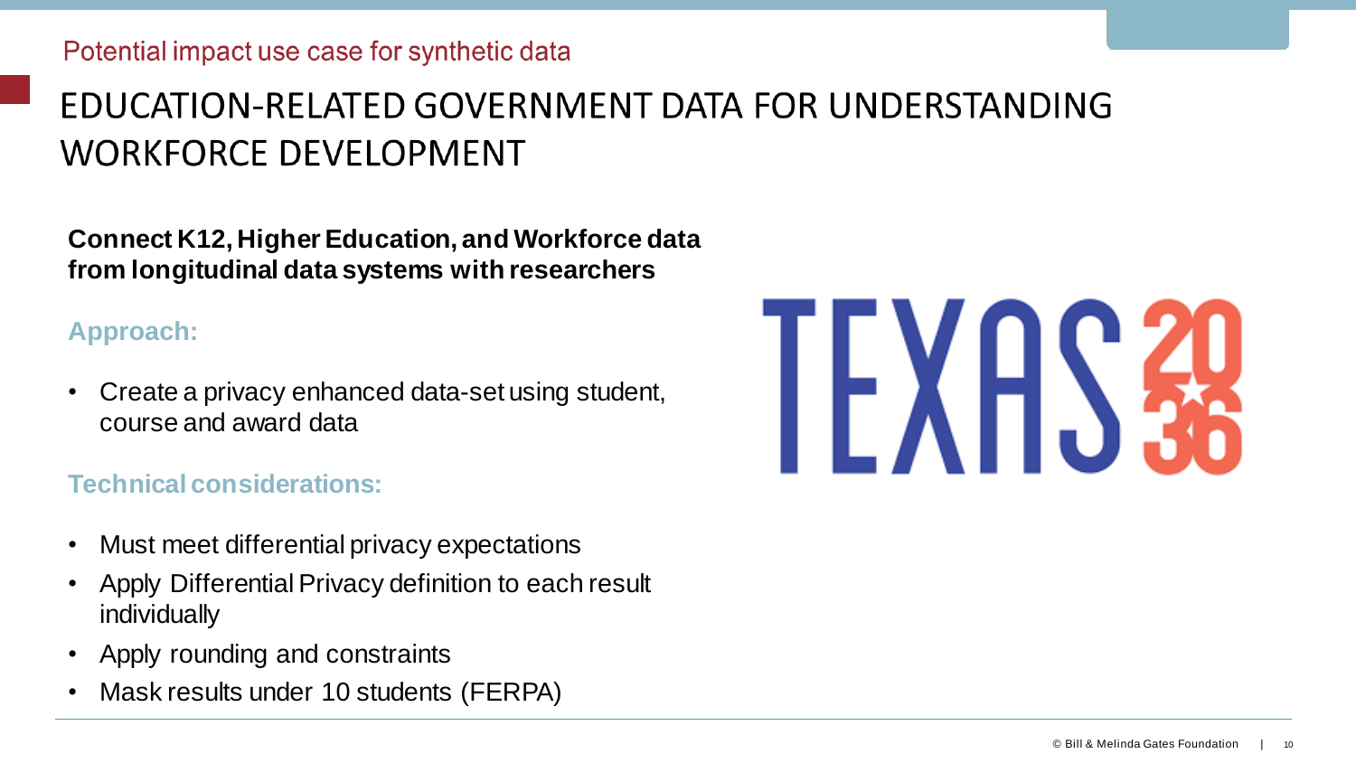Potential impact use case for synthetic data

# EDUCATION-RELATED GOVERNMENT DATA FOR UNDERSTANDING WORKFORCE DEVELOPMENT

**Connect K12, Higher Education, and Workforce data from longitudinal data systems with researchers**

### Approach:

- Create a privacy enhanced data-set using student, course and award data

### Technical considerations:

- Must meet differential privacy expectations
- Apply Differential Privacy definition to each result individually
- Apply rounding and constraints
- Mask results under 10 students (FERPA)

TEXAS 2036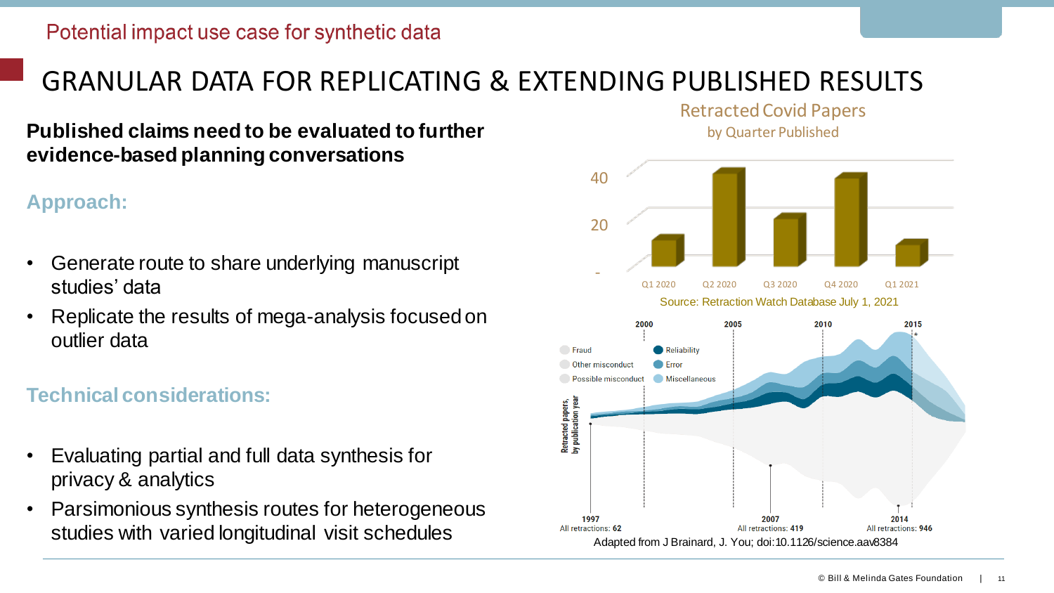Potential impact use case for synthetic data

# GRANULAR DATA FOR REPLICATING & EXTENDING PUBLISHED RESULTS

**Published claims need to be evaluated to further evidence-based planning conversations**

### Approach:

- Generate route to share underlying manuscript studies' data
- Replicate the results of mega-analysis focused on outlier data

### Technical considerations:

- Evaluating partial and full data synthesis for privacy & analytics
- Parsimonious synthesis routes for heterogeneous studies with varied longitudinal visit schedules

Retracted Covid Papers
by Quarter Published

Source: Retraction Watch Database July 1, 2021

Adapted from J Brainard, J. You; doi:10.1126/science.aav8384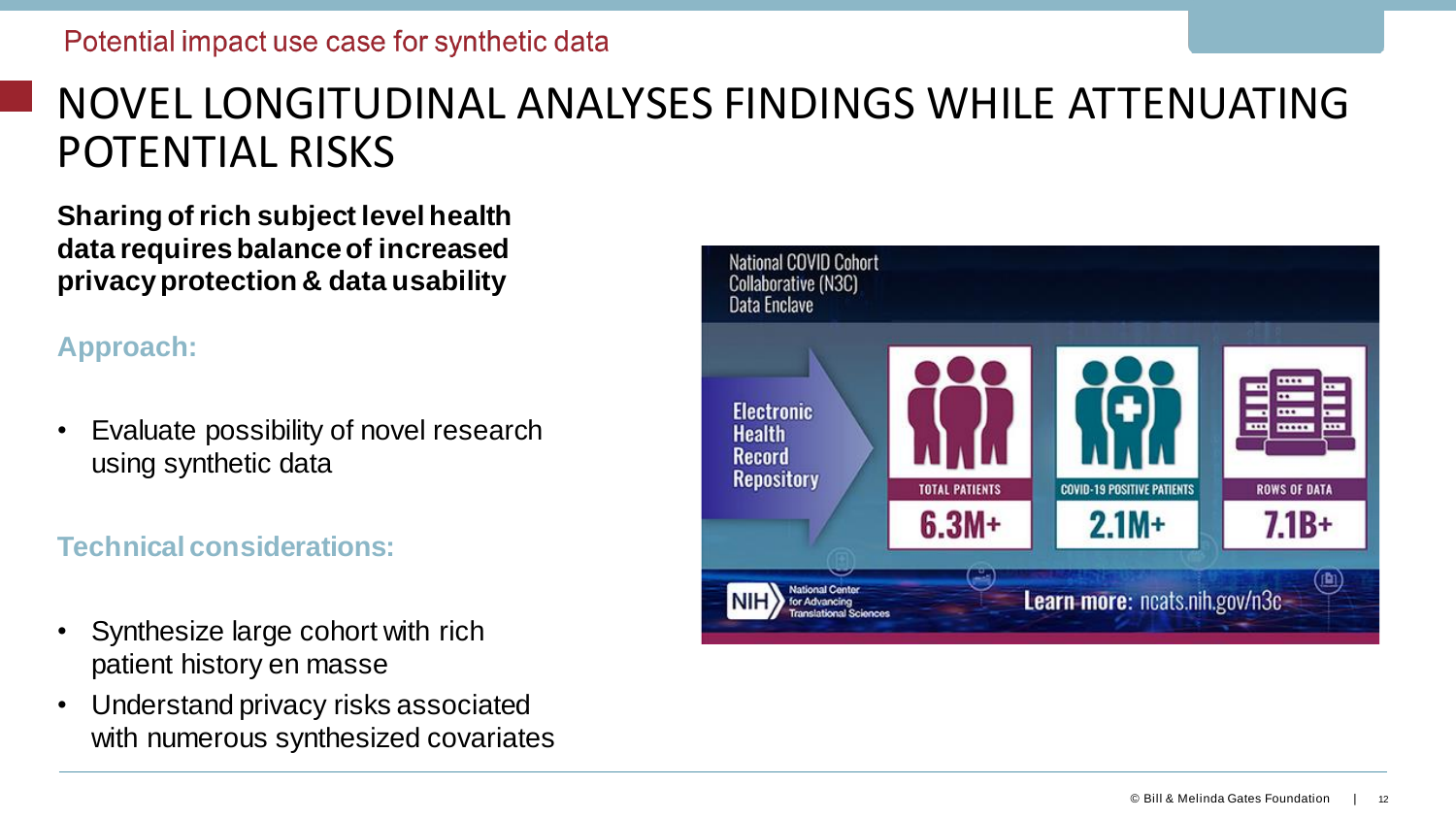Potential impact use case for synthetic data

# NOVEL LONGITUDINAL ANALYSES FINDINGS WHILE ATTENUATING POTENTIAL RISKS

**Sharing of rich subject level health data requires balance of increased privacy protection & data usability**

### Approach:

- Evaluate possibility of novel research using synthetic data

### Technical considerations:

- Synthesize large cohort with rich patient history en masse
- Understand privacy risks associated with numerous synthesized covariates

National COVID Cohort Collaborative (N3C) Data Enclave

Electronic Health Record Repository

| TOTAL PATIENTS | COVID-19 POSITIVE PATIENTS | ROWS OF DATA |
| --- | --- | --- |
| 6.3M+ | 2.1M+ | 7.1B+ |

NIH National Center for Advancing Translational Sciences

Learn more: ncats.nih.gov/n3c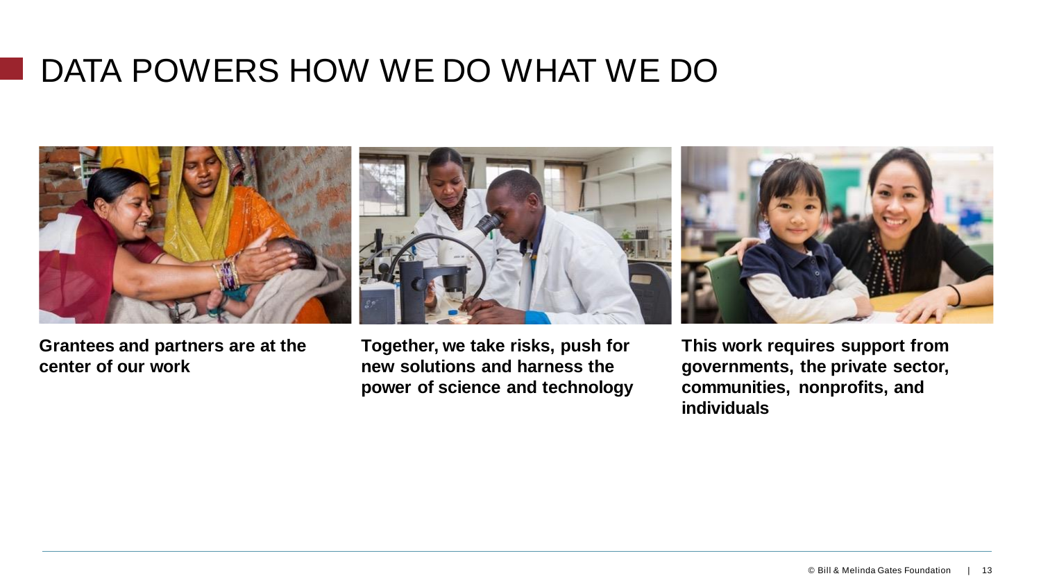# DATA POWERS HOW WE DO WHAT WE DO

**Grantees and partners are at the center of our work**

**Together, we take risks, push for new solutions and harness the power of science and technology**

**This work requires support from governments, the private sector, communities, nonprofits, and individuals**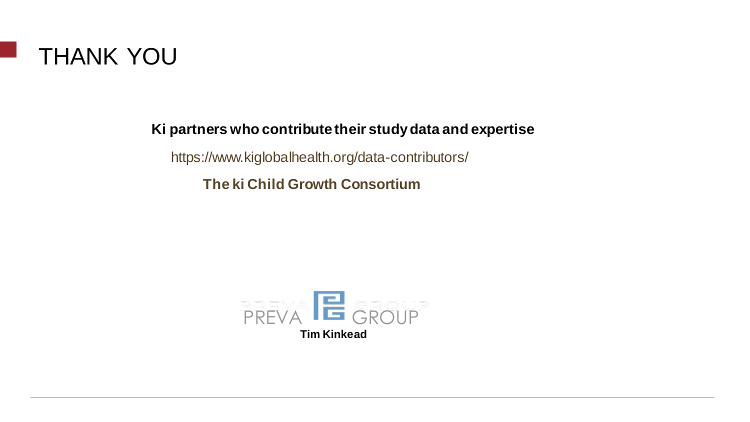# THANK YOU

**Ki partners who contribute their study data and expertise**

https://www.kiglobalhealth.org/data-contributors/

**The ki Child Growth Consortium**

PREVA GROUP

**Tim Kinkead**